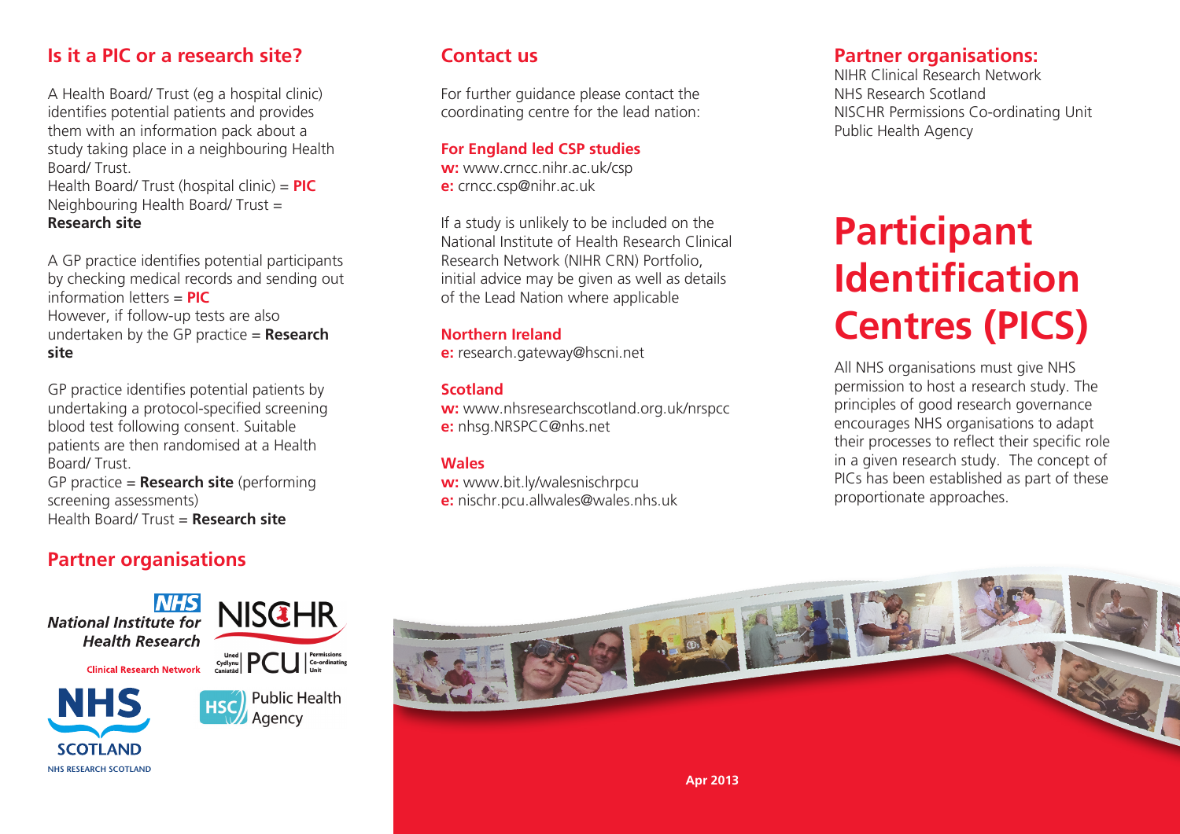## Is it a PIC or a research site?

A Health Board/ Trust (eg a hospital clinic) identifies potential patients and provides them with an information pack about a study taking place in a neighbouring Health Board/ Trust.
Health Board/ Trust (hospital clinic) = **PIC**
Neighbouring Health Board/ Trust = **Research site**

A GP practice identifies potential participants by checking medical records and sending out information letters = **PIC**
However, if follow-up tests are also undertaken by the GP practice = **Research site**

GP practice identifies potential patients by undertaking a protocol-specified screening blood test following consent. Suitable patients are then randomised at a Health Board/ Trust.
GP practice = **Research site** (performing screening assessments)
Health Board/ Trust = **Research site**

## Partner organisations

NHS National Institute for Health Research — Clinical Research Network

NISCHR — Uned Cydlynu Caniatâd PCU Permissions Co-ordinating Unit

NHS Scotland — NHS Research Scotland

HSC Public Health Agency

## Contact us

For further guidance please contact the coordinating centre for the lead nation:

**For England led CSP studies**
**w:** www.crncc.nihr.ac.uk/csp
**e:** crncc.csp@nihr.ac.uk

If a study is unlikely to be included on the National Institute of Health Research Clinical Research Network (NIHR CRN) Portfolio, initial advice may be given as well as details of the Lead Nation where applicable

**Northern Ireland**
**e:** research.gateway@hscni.net

**Scotland**
**w:** www.nhsresearchscotland.org.uk/nrspcc
**e:** nhsg.NRSPCC@nhs.net

**Wales**
**w:** www.bit.ly/walesnischrpcu
**e:** nischr.pcu.allwales@wales.nhs.uk

## Partner organisations:

NIHR Clinical Research Network
NHS Research Scotland
NISCHR Permissions Co-ordinating Unit
Public Health Agency

# Participant Identification Centres (PICS)

All NHS organisations must give NHS permission to host a research study. The principles of good research governance encourages NHS organisations to adapt their processes to reflect their specific role in a given research study. The concept of PICs has been established as part of these proportionate approaches.

Apr 2013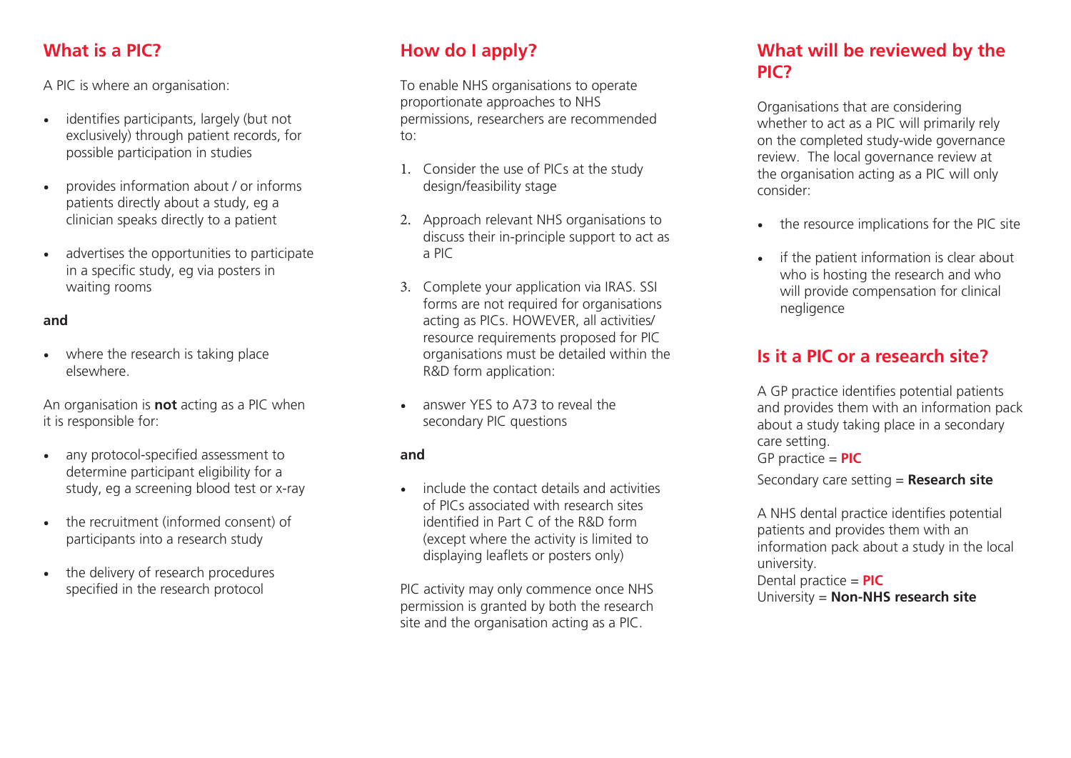## What is a PIC?

A PIC is where an organisation:

- identifies participants, largely (but not exclusively) through patient records, for possible participation in studies
- provides information about / or informs patients directly about a study, eg a clinician speaks directly to a patient
- advertises the opportunities to participate in a specific study, eg via posters in waiting rooms

**and**

- where the research is taking place elsewhere.

An organisation is **not** acting as a PIC when it is responsible for:

- any protocol-specified assessment to determine participant eligibility for a study, eg a screening blood test or x-ray
- the recruitment (informed consent) of participants into a research study
- the delivery of research procedures specified in the research protocol

## How do I apply?

To enable NHS organisations to operate proportionate approaches to NHS permissions, researchers are recommended to:

1. Consider the use of PICs at the study design/feasibility stage
2. Approach relevant NHS organisations to discuss their in-principle support to act as a PIC
3. Complete your application via IRAS. SSI forms are not required for organisations acting as PICs. HOWEVER, all activities/ resource requirements proposed for PIC organisations must be detailed within the R&D form application:

- answer YES to A73 to reveal the secondary PIC questions

**and**

- include the contact details and activities of PICs associated with research sites identified in Part C of the R&D form (except where the activity is limited to displaying leaflets or posters only)

PIC activity may only commence once NHS permission is granted by both the research site and the organisation acting as a PIC.

## What will be reviewed by the PIC?

Organisations that are considering whether to act as a PIC will primarily rely on the completed study-wide governance review. The local governance review at the organisation acting as a PIC will only consider:

- the resource implications for the PIC site
- if the patient information is clear about who is hosting the research and who will provide compensation for clinical negligence

## Is it a PIC or a research site?

A GP practice identifies potential patients and provides them with an information pack about a study taking place in a secondary care setting.
GP practice = **PIC**
Secondary care setting = **Research site**

A NHS dental practice identifies potential patients and provides them with an information pack about a study in the local university.
Dental practice = **PIC**
University = **Non-NHS research site**